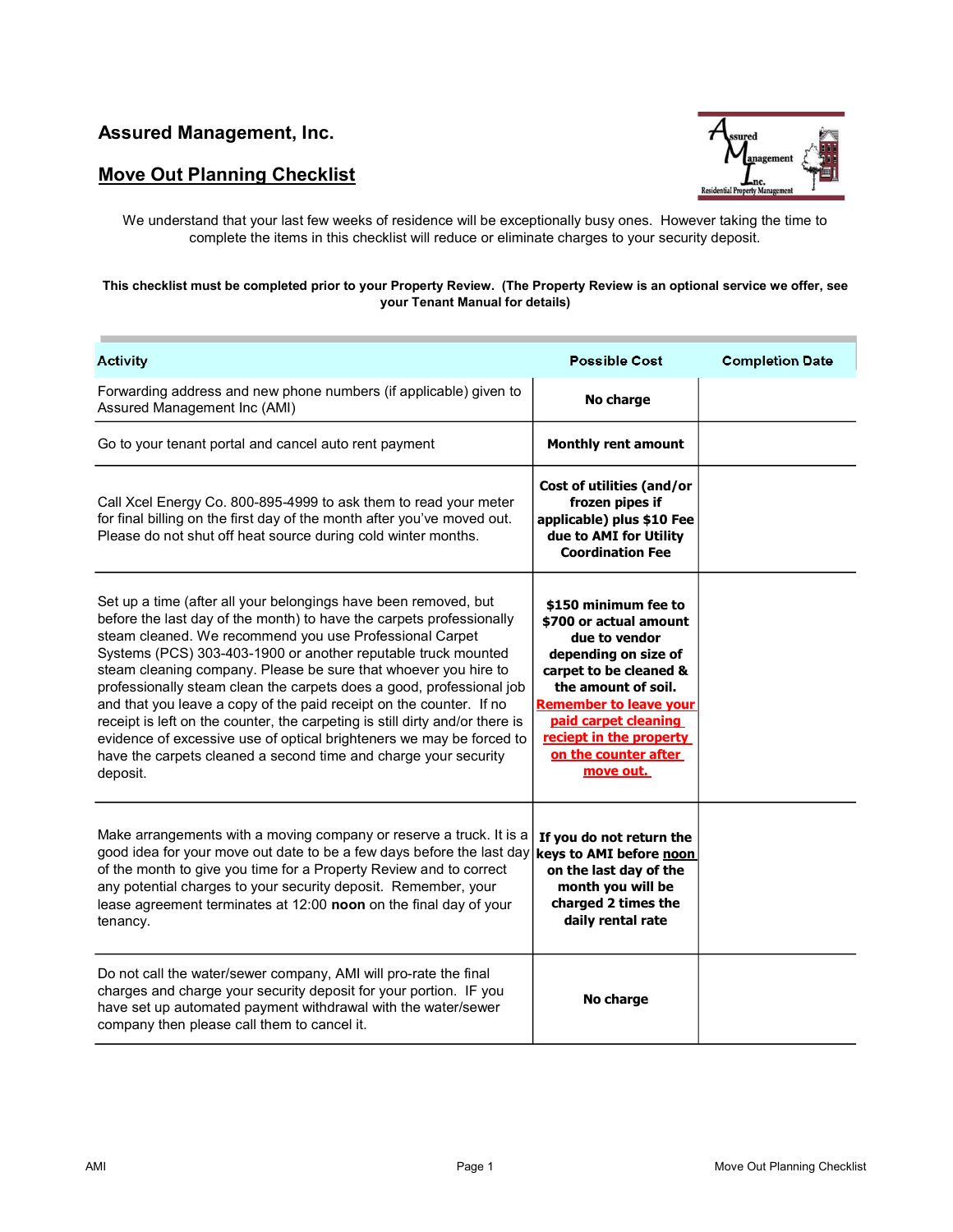# Assured Management, Inc.

## Move Out Planning Checklist

We understand that your last few weeks of residence will be exceptionally busy ones. However taking the time to complete the items in this checklist will reduce or eliminate charges to your security deposit.

**This checklist must be completed prior to your Property Review. (The Property Review is an optional service we offer, see your Tenant Manual for details)**

| Activity | Possible Cost | Completion Date |
|---|---|---|
| Forwarding address and new phone numbers (if applicable) given to Assured Management Inc (AMI) | **No charge** | |
| Go to your tenant portal and cancel auto rent payment | **Monthly rent amount** | |
| Call Xcel Energy Co. 800-895-4999 to ask them to read your meter for final billing on the first day of the month after you've moved out. Please do not shut off heat source during cold winter months. | **Cost of utilities (and/or frozen pipes if applicable) plus $10 Fee due to AMI for Utility Coordination Fee** | |
| Set up a time (after all your belongings have been removed, but before the last day of the month) to have the carpets professionally steam cleaned. We recommend you use Professional Carpet Systems (PCS) 303-403-1900 or another reputable truck mounted steam cleaning company. Please be sure that whoever you hire to professionally steam clean the carpets does a good, professional job and that you leave a copy of the paid receipt on the counter. If no receipt is left on the counter, the carpeting is still dirty and/or there is evidence of excessive use of optical brighteners we may be forced to have the carpets cleaned a second time and charge your security deposit. | **$150 minimum fee to $700 or actual amount due to vendor depending on size of carpet to be cleaned & the amount of soil.** **Remember to leave your paid carpet cleaning reciept in the property on the counter after move out.** | |
| Make arrangements with a moving company or reserve a truck. It is a good idea for your move out date to be a few days before the last day of the month to give you time for a Property Review and to correct any potential charges to your security deposit. Remember, your lease agreement terminates at 12:00 **noon** on the final day of your tenancy. | **If you do not return the keys to AMI before noon on the last day of the month you will be charged 2 times the daily rental rate** | |
| Do not call the water/sewer company, AMI will pro-rate the final charges and charge your security deposit for your portion. IF you have set up automated payment withdrawal with the water/sewer company then please call them to cancel it. | **No charge** | |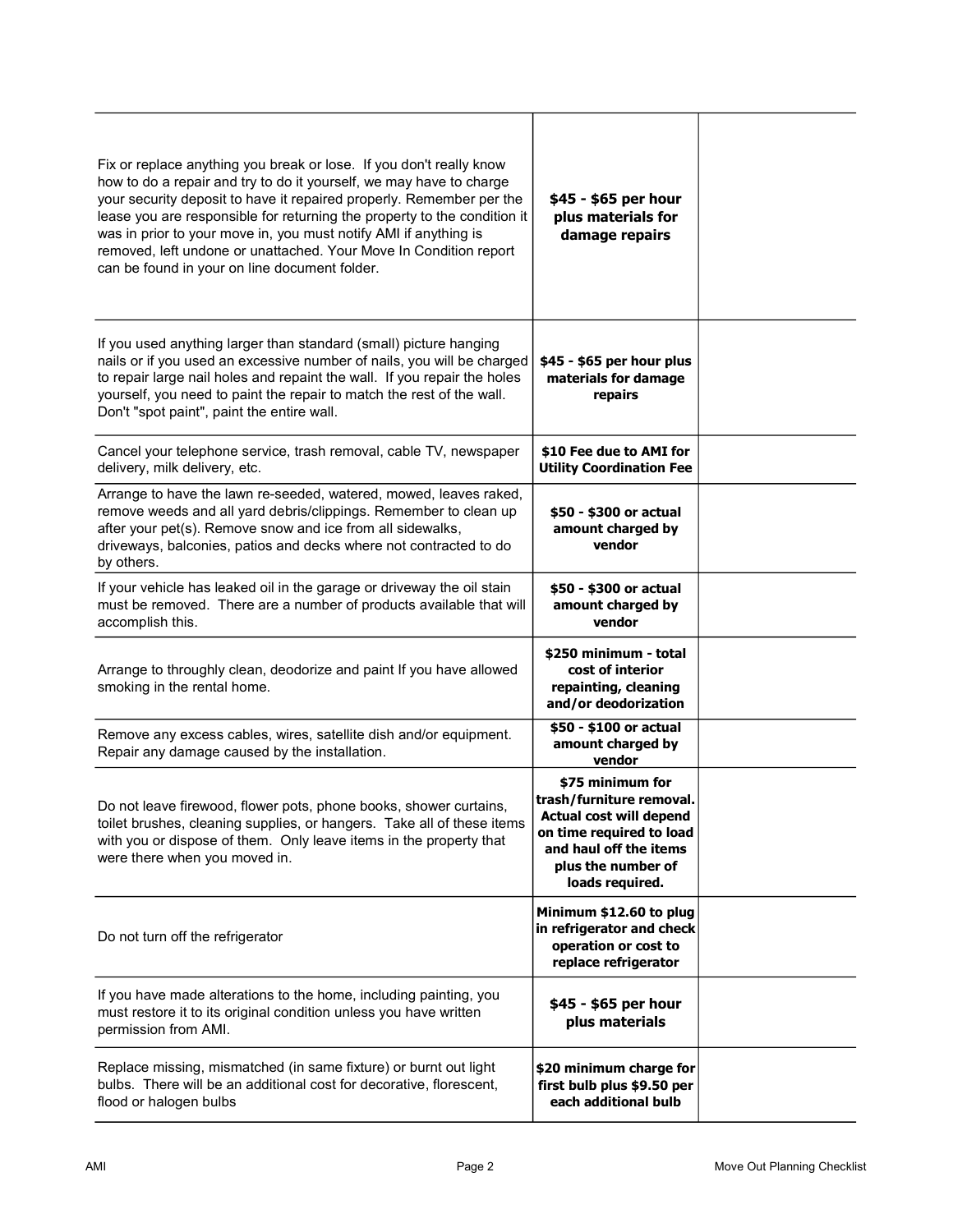| | | |
|---|---|---|
| Fix or replace anything you break or lose. If you don't really know how to do a repair and try to do it yourself, we may have to charge your security deposit to have it repaired properly. Remember per the lease you are responsible for returning the property to the condition it was in prior to your move in, you must notify AMI if anything is removed, left undone or unattached. Your Move In Condition report can be found in your on line document folder. | **$45 - $65 per hour plus materials for damage repairs** | |
| If you used anything larger than standard (small) picture hanging nails or if you used an excessive number of nails, you will be charged to repair large nail holes and repaint the wall. If you repair the holes yourself, you need to paint the repair to match the rest of the wall. Don't "spot paint", paint the entire wall. | **$45 - $65 per hour plus materials for damage repairs** | |
| Cancel your telephone service, trash removal, cable TV, newspaper delivery, milk delivery, etc. | **$10 Fee due to AMI for Utility Coordination Fee** | |
| Arrange to have the lawn re-seeded, watered, mowed, leaves raked, remove weeds and all yard debris/clippings. Remember to clean up after your pet(s). Remove snow and ice from all sidewalks, driveways, balconies, patios and decks where not contracted to do by others. | **$50 - $300 or actual amount charged by vendor** | |
| If your vehicle has leaked oil in the garage or driveway the oil stain must be removed. There are a number of products available that will accomplish this. | **$50 - $300 or actual amount charged by vendor** | |
| Arrange to throughly clean, deodorize and paint If you have allowed smoking in the rental home. | **$250 minimum - total cost of interior repainting, cleaning and/or deodorization** | |
| Remove any excess cables, wires, satellite dish and/or equipment. Repair any damage caused by the installation. | **$50 - $100 or actual amount charged by vendor** | |
| Do not leave firewood, flower pots, phone books, shower curtains, toilet brushes, cleaning supplies, or hangers. Take all of these items with you or dispose of them. Only leave items in the property that were there when you moved in. | **$75 minimum for trash/furniture removal. Actual cost will depend on time required to load and haul off the items plus the number of loads required.** | |
| Do not turn off the refrigerator | **Minimum $12.60 to plug in refrigerator and check operation or cost to replace refrigerator** | |
| If you have made alterations to the home, including painting, you must restore it to its original condition unless you have written permission from AMI. | **$45 - $65 per hour plus materials** | |
| Replace missing, mismatched (in same fixture) or burnt out light bulbs. There will be an additional cost for decorative, florescent, flood or halogen bulbs | **$20 minimum charge for first bulb plus $9.50 per each additional bulb** | |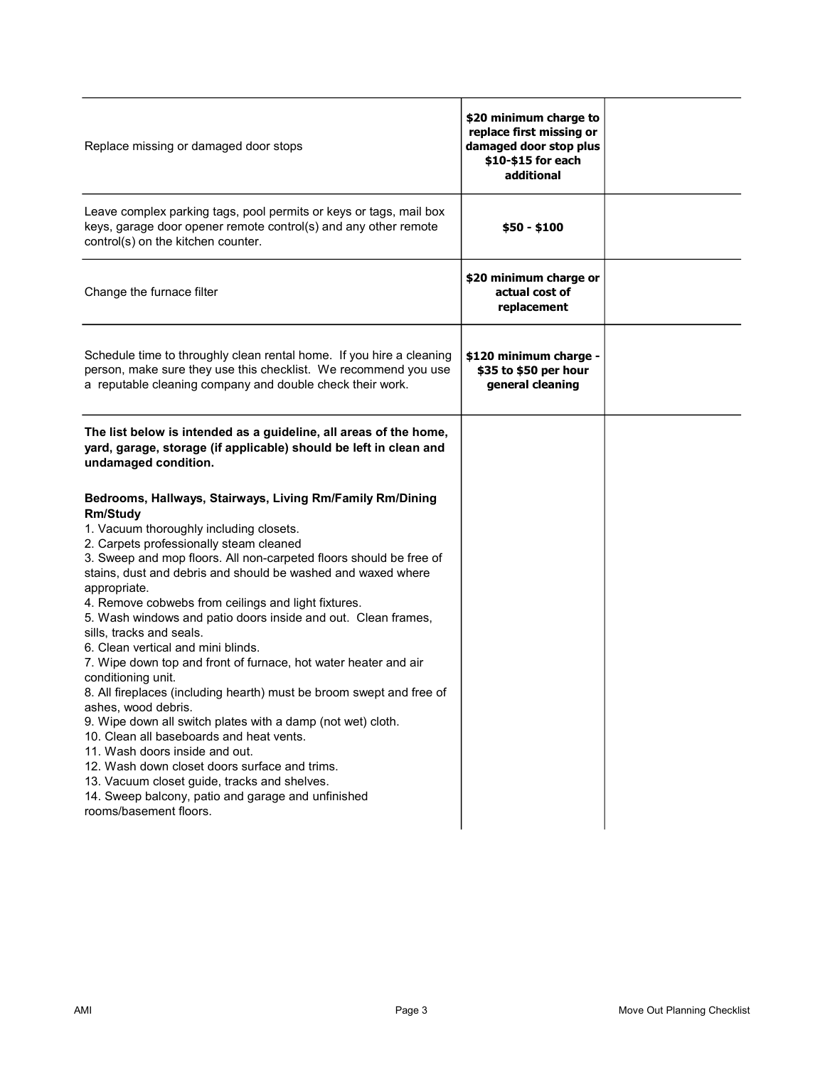| | | |
|---|---|---|
| Replace missing or damaged door stops | **$20 minimum charge to replace first missing or damaged door stop plus $10-$15 for each additional** | |
| Leave complex parking tags, pool permits or keys or tags, mail box keys, garage door opener remote control(s) and any other remote control(s) on the kitchen counter. | **$50 - $100** | |
| Change the furnace filter | **$20 minimum charge or actual cost of replacement** | |
| Schedule time to throughly clean rental home. If you hire a cleaning person, make sure they use this checklist. We recommend you use a reputable cleaning company and double check their work. | **$120 minimum charge - $35 to $50 per hour general cleaning** | |
| **The list below is intended as a guideline, all areas of the home, yard, garage, storage (if applicable) should be left in clean and undamaged condition.**<br><br>**Bedrooms, Hallways, Stairways, Living Rm/Family Rm/Dining Rm/Study**<br>1. Vacuum thoroughly including closets.<br>2. Carpets professionally steam cleaned<br>3. Sweep and mop floors. All non-carpeted floors should be free of stains, dust and debris and should be washed and waxed where appropriate.<br>4. Remove cobwebs from ceilings and light fixtures.<br>5. Wash windows and patio doors inside and out. Clean frames, sills, tracks and seals.<br>6. Clean vertical and mini blinds.<br>7. Wipe down top and front of furnace, hot water heater and air conditioning unit.<br>8. All fireplaces (including hearth) must be broom swept and free of ashes, wood debris.<br>9. Wipe down all switch plates with a damp (not wet) cloth.<br>10. Clean all baseboards and heat vents.<br>11. Wash doors inside and out.<br>12. Wash down closet doors surface and trims.<br>13. Vacuum closet guide, tracks and shelves.<br>14. Sweep balcony, patio and garage and unfinished rooms/basement floors. | | |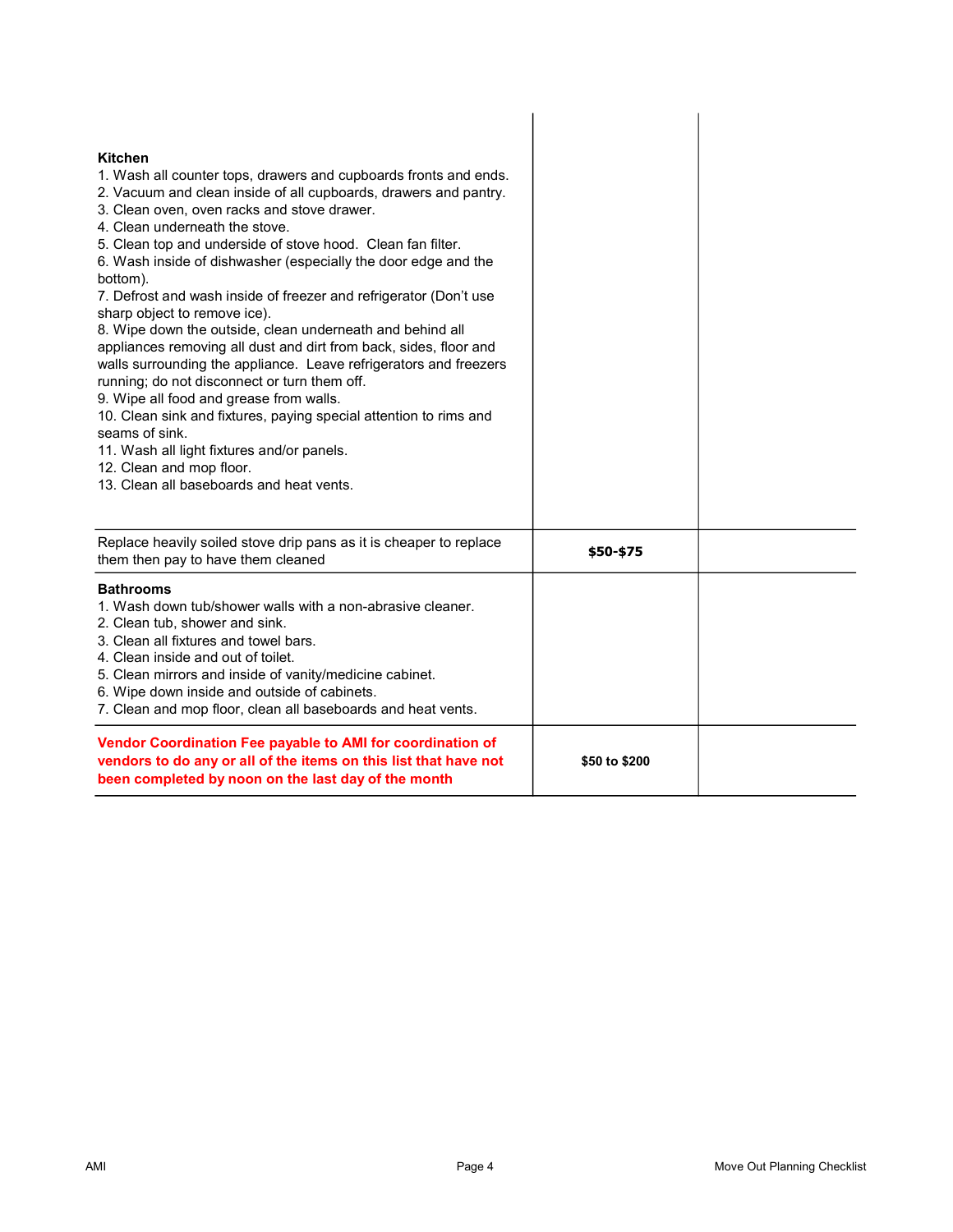| | | |
|---|---|---|
| **Kitchen**<br>1. Wash all counter tops, drawers and cupboards fronts and ends.<br>2. Vacuum and clean inside of all cupboards, drawers and pantry.<br>3. Clean oven, oven racks and stove drawer.<br>4. Clean underneath the stove.<br>5. Clean top and underside of stove hood. Clean fan filter.<br>6. Wash inside of dishwasher (especially the door edge and the bottom).<br>7. Defrost and wash inside of freezer and refrigerator (Don't use sharp object to remove ice).<br>8. Wipe down the outside, clean underneath and behind all appliances removing all dust and dirt from back, sides, floor and walls surrounding the appliance. Leave refrigerators and freezers running; do not disconnect or turn them off.<br>9. Wipe all food and grease from walls.<br>10. Clean sink and fixtures, paying special attention to rims and seams of sink.<br>11. Wash all light fixtures and/or panels.<br>12. Clean and mop floor.<br>13. Clean all baseboards and heat vents. | | |
| Replace heavily soiled stove drip pans as it is cheaper to replace them then pay to have them cleaned | **$50-$75** | |
| **Bathrooms**<br>1. Wash down tub/shower walls with a non-abrasive cleaner.<br>2. Clean tub, shower and sink.<br>3. Clean all fixtures and towel bars.<br>4. Clean inside and out of toilet.<br>5. Clean mirrors and inside of vanity/medicine cabinet.<br>6. Wipe down inside and outside of cabinets.<br>7. Clean and mop floor, clean all baseboards and heat vents. | | |
| **Vendor Coordination Fee payable to AMI for coordination of vendors to do any or all of the items on this list that have not been completed by noon on the last day of the month** | **$50 to $200** | |